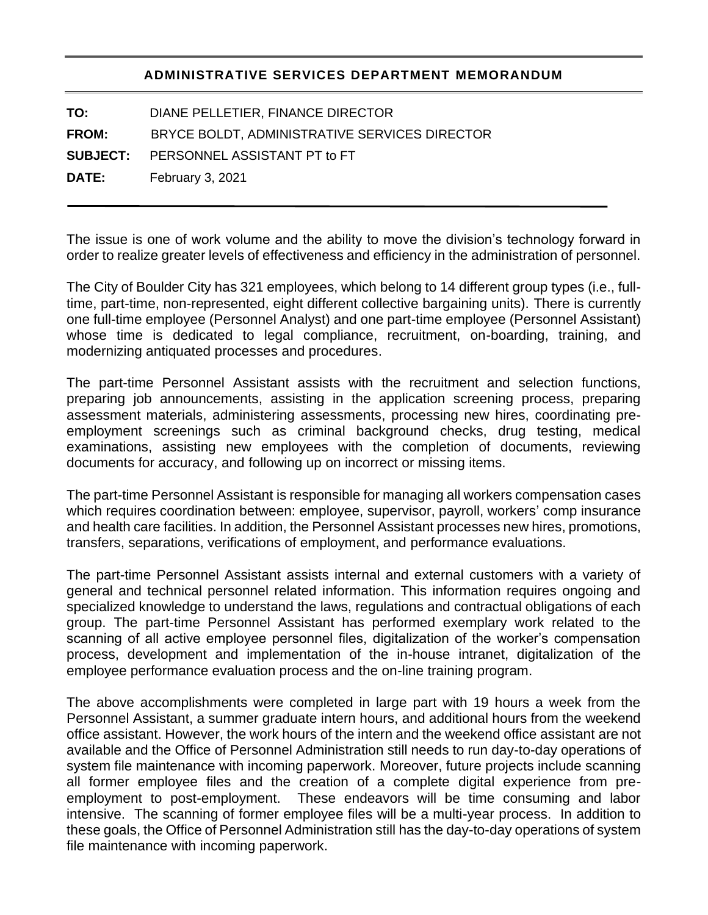## ADMINISTRATIVE SERVICES DEPARTMENT MEMORANDUM

**TO:** DIANE PELLETIER, FINANCE DIRECTOR

**FROM:** BRYCE BOLDT, ADMINISTRATIVE SERVICES DIRECTOR

**SUBJECT:** PERSONNEL ASSISTANT PT to FT

**DATE:** February 3, 2021

---

The issue is one of work volume and the ability to move the division's technology forward in order to realize greater levels of effectiveness and efficiency in the administration of personnel.

The City of Boulder City has 321 employees, which belong to 14 different group types (i.e., full-time, part-time, non-represented, eight different collective bargaining units). There is currently one full-time employee (Personnel Analyst) and one part-time employee (Personnel Assistant) whose time is dedicated to legal compliance, recruitment, on-boarding, training, and modernizing antiquated processes and procedures.

The part-time Personnel Assistant assists with the recruitment and selection functions, preparing job announcements, assisting in the application screening process, preparing assessment materials, administering assessments, processing new hires, coordinating pre-employment screenings such as criminal background checks, drug testing, medical examinations, assisting new employees with the completion of documents, reviewing documents for accuracy, and following up on incorrect or missing items.

The part-time Personnel Assistant is responsible for managing all workers compensation cases which requires coordination between: employee, supervisor, payroll, workers' comp insurance and health care facilities. In addition, the Personnel Assistant processes new hires, promotions, transfers, separations, verifications of employment, and performance evaluations.

The part-time Personnel Assistant assists internal and external customers with a variety of general and technical personnel related information. This information requires ongoing and specialized knowledge to understand the laws, regulations and contractual obligations of each group. The part-time Personnel Assistant has performed exemplary work related to the scanning of all active employee personnel files, digitalization of the worker's compensation process, development and implementation of the in-house intranet, digitalization of the employee performance evaluation process and the on-line training program.

The above accomplishments were completed in large part with 19 hours a week from the Personnel Assistant, a summer graduate intern hours, and additional hours from the weekend office assistant. However, the work hours of the intern and the weekend office assistant are not available and the Office of Personnel Administration still needs to run day-to-day operations of system file maintenance with incoming paperwork. Moreover, future projects include scanning all former employee files and the creation of a complete digital experience from pre-employment to post-employment. These endeavors will be time consuming and labor intensive. The scanning of former employee files will be a multi-year process. In addition to these goals, the Office of Personnel Administration still has the day-to-day operations of system file maintenance with incoming paperwork.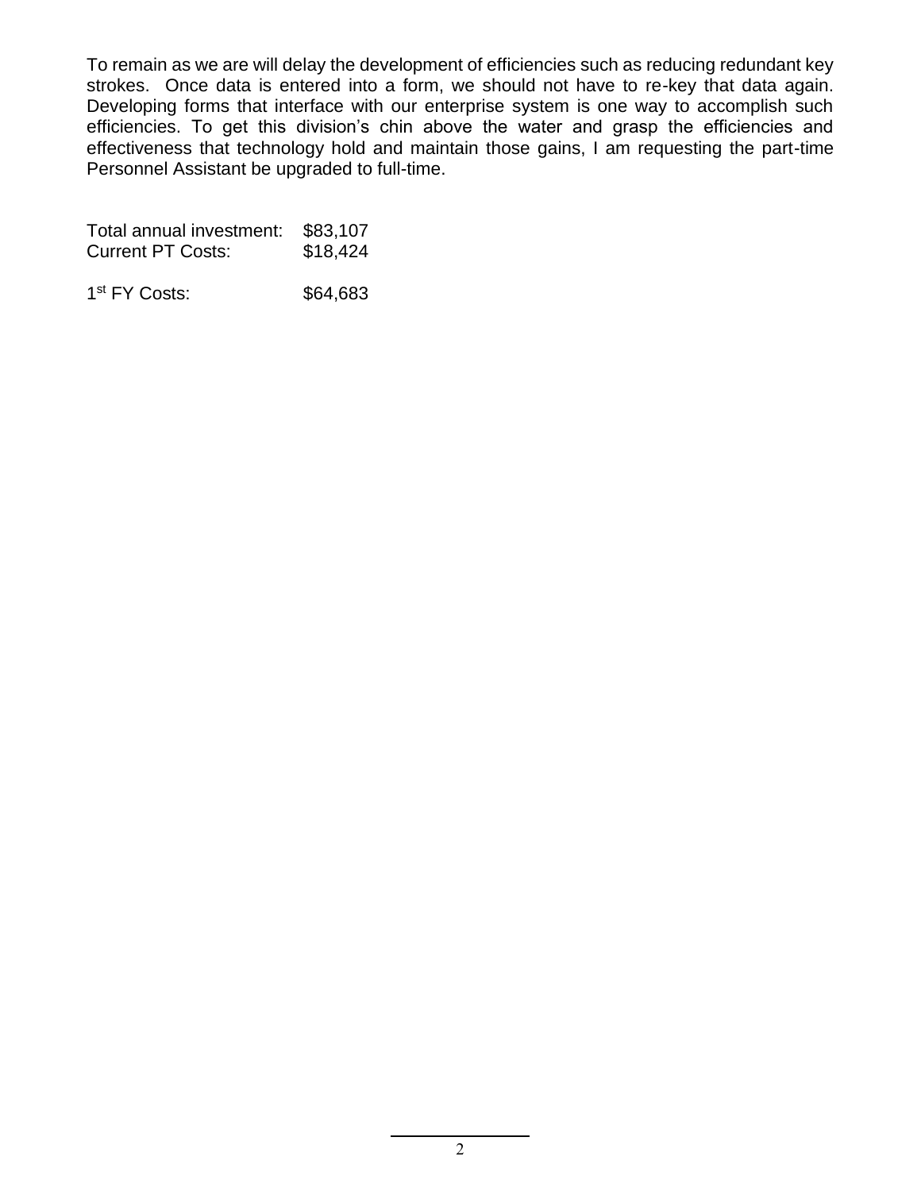To remain as we are will delay the development of efficiencies such as reducing redundant key strokes. Once data is entered into a form, we should not have to re-key that data again. Developing forms that interface with our enterprise system is one way to accomplish such efficiencies. To get this division's chin above the water and grasp the efficiencies and effectiveness that technology hold and maintain those gains, I am requesting the part-time Personnel Assistant be upgraded to full-time.

| | |
|---|---|
| Total annual investment: | \$83,107 |
| Current PT Costs: | \$18,424 |
| 1st FY Costs: | \$64,683 |